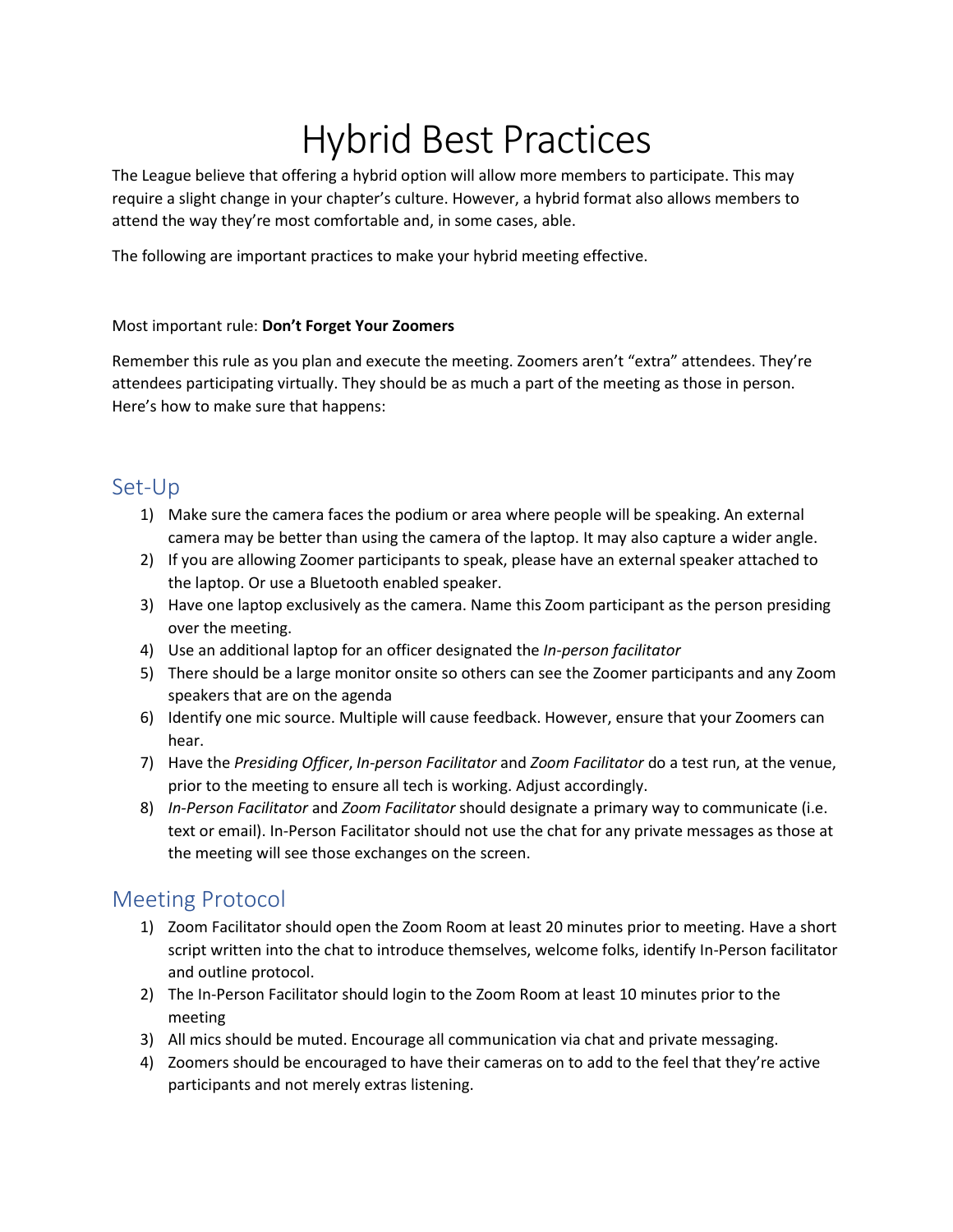# Hybrid Best Practices

The League believe that offering a hybrid option will allow more members to participate. This may require a slight change in your chapter's culture. However, a hybrid format also allows members to attend the way they're most comfortable and, in some cases, able.

The following are important practices to make your hybrid meeting effective.

Most important rule: **Don't Forget Your Zoomers**

Remember this rule as you plan and execute the meeting. Zoomers aren't "extra" attendees. They're attendees participating virtually. They should be as much a part of the meeting as those in person. Here's how to make sure that happens:

## Set-Up

1) Make sure the camera faces the podium or area where people will be speaking. An external camera may be better than using the camera of the laptop. It may also capture a wider angle.
2) If you are allowing Zoomer participants to speak, please have an external speaker attached to the laptop. Or use a Bluetooth enabled speaker.
3) Have one laptop exclusively as the camera. Name this Zoom participant as the person presiding over the meeting.
4) Use an additional laptop for an officer designated the *In-person facilitator*
5) There should be a large monitor onsite so others can see the Zoomer participants and any Zoom speakers that are on the agenda
6) Identify one mic source. Multiple will cause feedback. However, ensure that your Zoomers can hear.
7) Have the *Presiding Officer*, *In-person Facilitator* and *Zoom Facilitator* do a test run, at the venue, prior to the meeting to ensure all tech is working. Adjust accordingly.
8) *In-Person Facilitator* and *Zoom Facilitator* should designate a primary way to communicate (i.e. text or email). In-Person Facilitator should not use the chat for any private messages as those at the meeting will see those exchanges on the screen.

## Meeting Protocol

1) Zoom Facilitator should open the Zoom Room at least 20 minutes prior to meeting. Have a short script written into the chat to introduce themselves, welcome folks, identify In-Person facilitator and outline protocol.
2) The In-Person Facilitator should login to the Zoom Room at least 10 minutes prior to the meeting
3) All mics should be muted. Encourage all communication via chat and private messaging.
4) Zoomers should be encouraged to have their cameras on to add to the feel that they're active participants and not merely extras listening.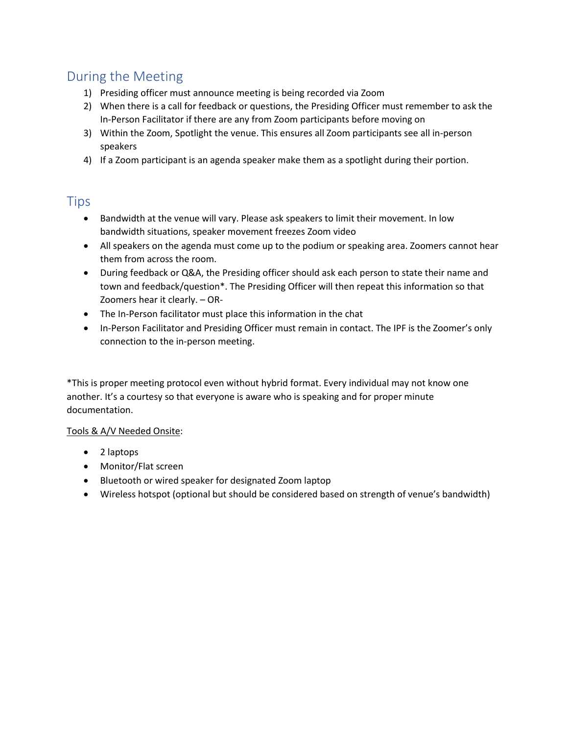## During the Meeting

1) Presiding officer must announce meeting is being recorded via Zoom
2) When there is a call for feedback or questions, the Presiding Officer must remember to ask the In-Person Facilitator if there are any from Zoom participants before moving on
3) Within the Zoom, Spotlight the venue. This ensures all Zoom participants see all in-person speakers
4) If a Zoom participant is an agenda speaker make them as a spotlight during their portion.

## Tips

- Bandwidth at the venue will vary. Please ask speakers to limit their movement. In low bandwidth situations, speaker movement freezes Zoom video
- All speakers on the agenda must come up to the podium or speaking area. Zoomers cannot hear them from across the room.
- During feedback or Q&A, the Presiding officer should ask each person to state their name and town and feedback/question*. The Presiding Officer will then repeat this information so that Zoomers hear it clearly. – OR-
- The In-Person facilitator must place this information in the chat
- In-Person Facilitator and Presiding Officer must remain in contact. The IPF is the Zoomer's only connection to the in-person meeting.

*This is proper meeting protocol even without hybrid format. Every individual may not know one another. It's a courtesy so that everyone is aware who is speaking and for proper minute documentation.

<u>Tools & A/V Needed Onsite</u>:

- 2 laptops
- Monitor/Flat screen
- Bluetooth or wired speaker for designated Zoom laptop
- Wireless hotspot (optional but should be considered based on strength of venue's bandwidth)